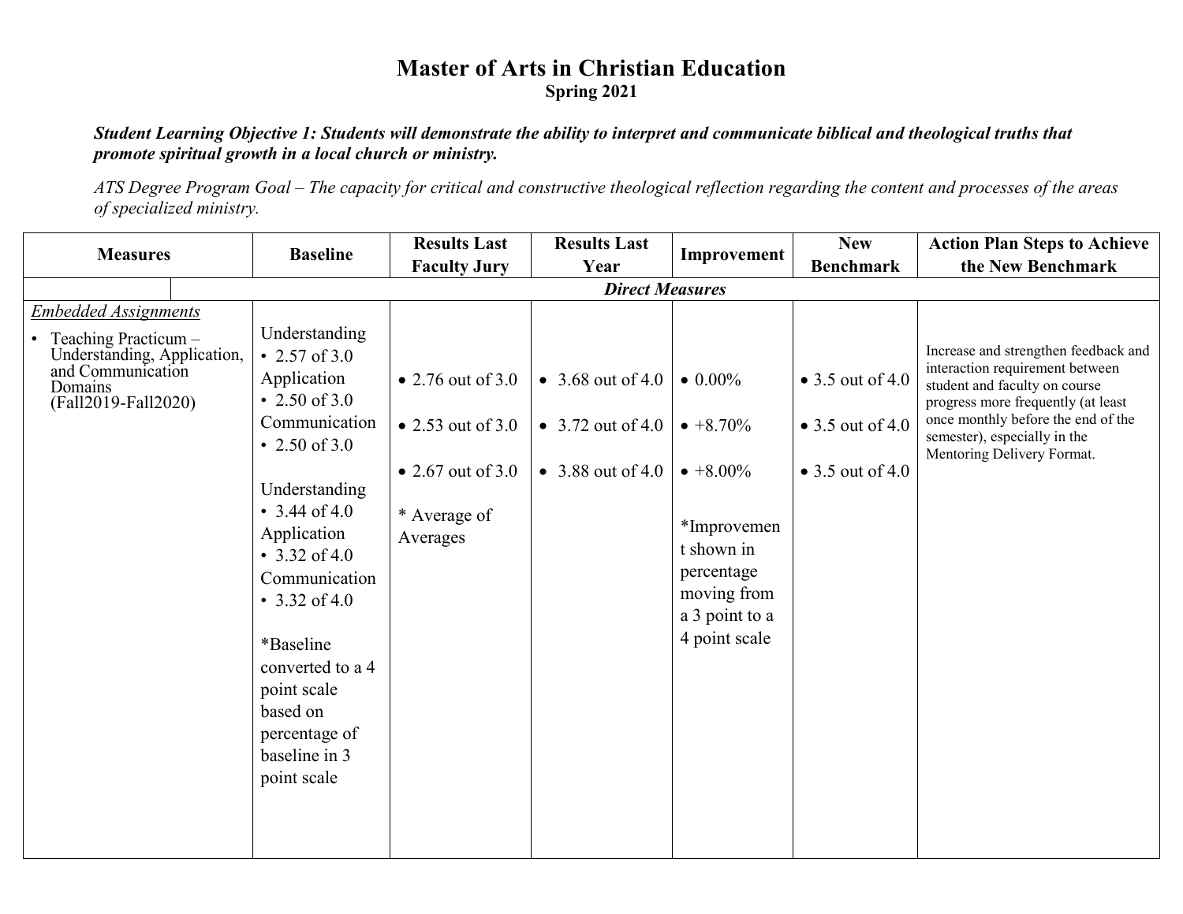# Master of Arts in Christian Education

**Spring 2021**

***Student Learning Objective 1: Students will demonstrate the ability to interpret and communicate biblical and theological truths that promote spiritual growth in a local church or ministry.***

*ATS Degree Program Goal – The capacity for critical and constructive theological reflection regarding the content and processes of the areas of specialized ministry.*

| Measures | Baseline | Results Last Faculty Jury | Results Last Year | Improvement | New Benchmark | Action Plan Steps to Achieve the New Benchmark |
|---|---|---|---|---|---|---|
| | ***Direct Measures*** | | | | | |
| *Embedded Assignments*<br>• Teaching Practicum – Understanding, Application, and Communication Domains (Fall2019-Fall2020) | Understanding<br>• 2.57 of 3.0<br>Application<br>• 2.50 of 3.0<br>Communication<br>• 2.50 of 3.0<br><br>Understanding<br>• 3.44 of 4.0<br>Application<br>• 3.32 of 4.0<br>Communication<br>• 3.32 of 4.0<br><br>*Baseline converted to a 4 point scale based on percentage of baseline in 3 point scale | • 2.76 out of 3.0<br><br>• 2.53 out of 3.0<br><br>• 2.67 out of 3.0<br><br>* Average of Averages | • 3.68 out of 4.0<br><br>• 3.72 out of 4.0<br><br>• 3.88 out of 4.0 | • 0.00%<br><br>• +8.70%<br><br>• +8.00%<br><br>*Improvement shown in percentage moving from a 3 point to a 4 point scale | • 3.5 out of 4.0<br><br>• 3.5 out of 4.0<br><br>• 3.5 out of 4.0 | Increase and strengthen feedback and interaction requirement between student and faculty on course progress more frequently (at least once monthly before the end of the semester), especially in the Mentoring Delivery Format. |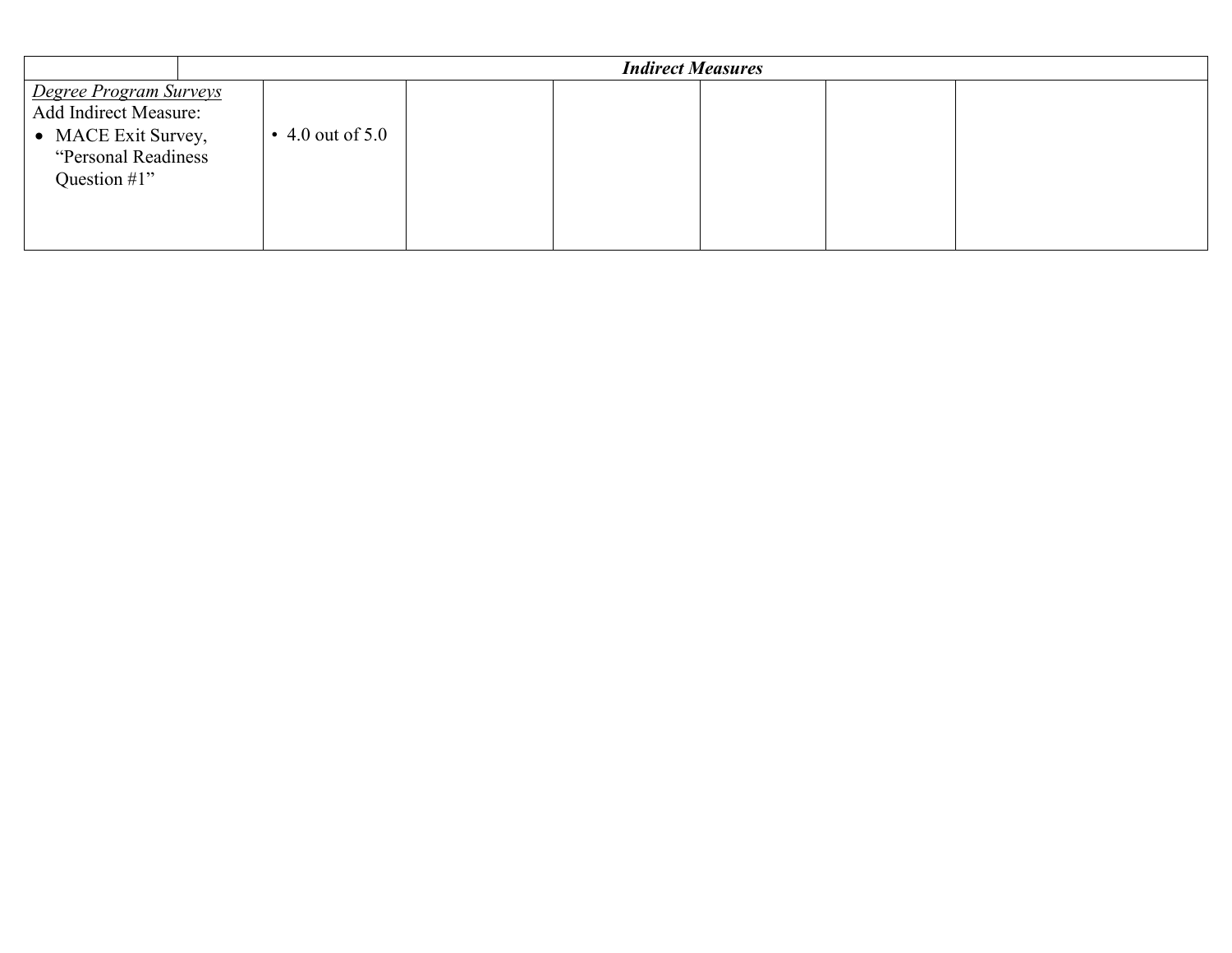| | *Indirect Measures* | | | | | |
|---|---|---|---|---|---|---|
| <u>*Degree Program Surveys*</u><br>Add Indirect Measure:<br>• MACE Exit Survey, "Personal Readiness Question #1" | • 4.0 out of 5.0 | | | | | |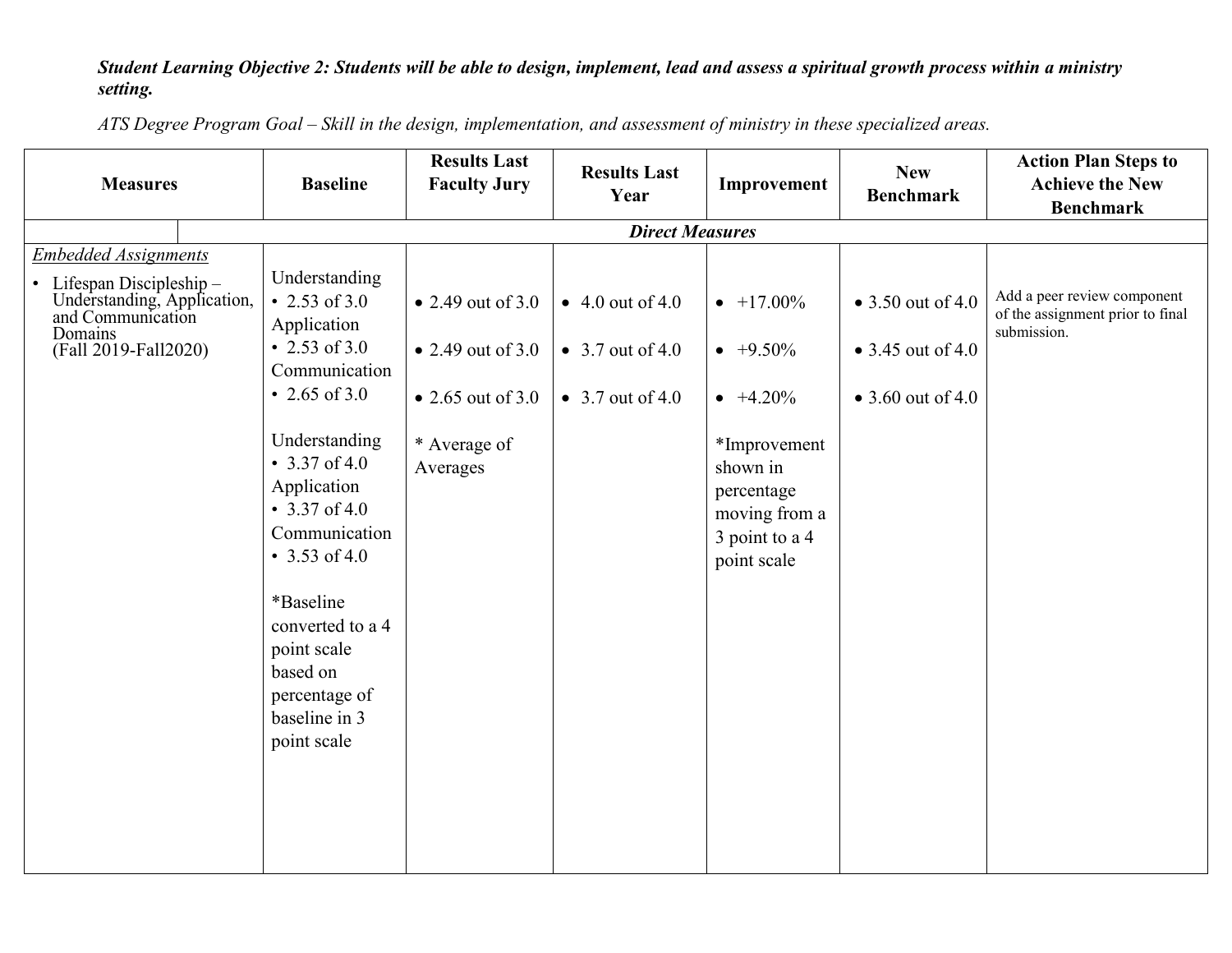***Student Learning Objective 2: Students will be able to design, implement, lead and assess a spiritual growth process within a ministry setting.***

*ATS Degree Program Goal – Skill in the design, implementation, and assessment of ministry in these specialized areas.*

| Measures | Baseline | Results Last Faculty Jury | Results Last Year | Improvement | New Benchmark | Action Plan Steps to Achieve the New Benchmark |
|---|---|---|---|---|---|---|
| ***Direct Measures*** | | | | | | |
| *Embedded Assignments*<br>• Lifespan Discipleship – Understanding, Application, and Communication Domains (Fall 2019-Fall2020) | Understanding<br>• 2.53 of 3.0<br>Application<br>• 2.53 of 3.0<br>Communication<br>• 2.65 of 3.0<br><br>Understanding<br>• 3.37 of 4.0<br>Application<br>• 3.37 of 4.0<br>Communication<br>• 3.53 of 4.0<br><br>*Baseline converted to a 4 point scale based on percentage of baseline in 3 point scale | • 2.49 out of 3.0<br>• 2.49 out of 3.0<br>• 2.65 out of 3.0<br><br>* Average of Averages | • 4.0 out of 4.0<br>• 3.7 out of 4.0<br>• 3.7 out of 4.0 | • +17.00%<br>• +9.50%<br>• +4.20%<br><br>*Improvement shown in percentage moving from a 3 point to a 4 point scale | • 3.50 out of 4.0<br>• 3.45 out of 4.0<br>• 3.60 out of 4.0 | Add a peer review component of the assignment prior to final submission. |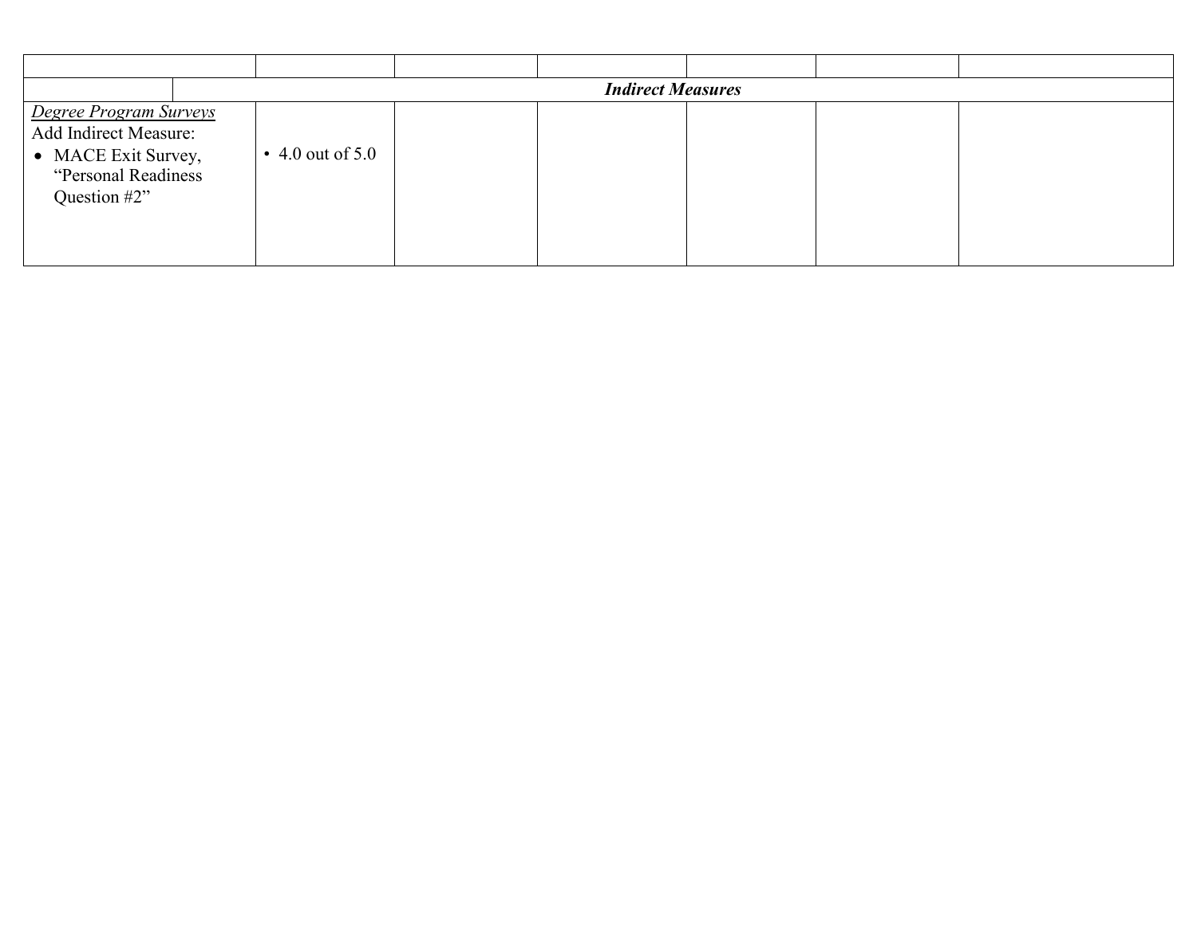| | | | | | | |
|---|---|---|---|---|---|---|
| | ***Indirect Measures*** | | | | | |
| <u>*Degree Program Surveys*</u><br>Add Indirect Measure:<br>• MACE Exit Survey, "Personal Readiness Question #2" | • 4.0 out of 5.0 | | | | | |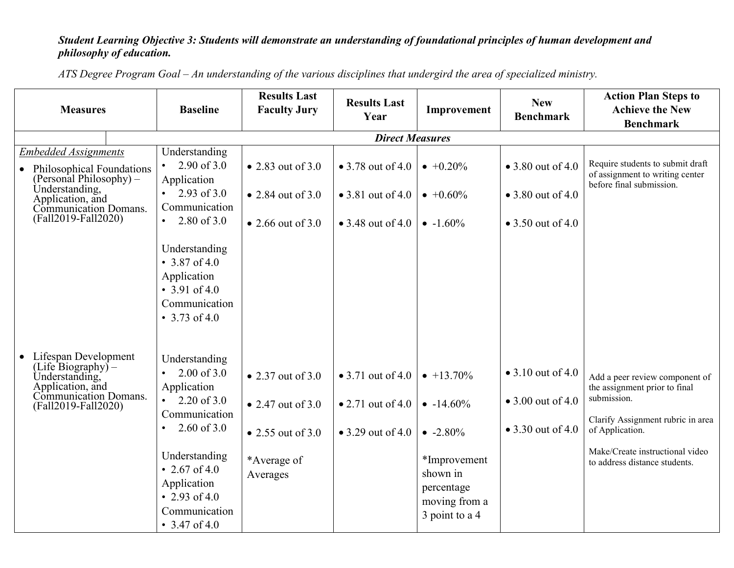***Student Learning Objective 3: Students will demonstrate an understanding of foundational principles of human development and philosophy of education.***

*ATS Degree Program Goal – An understanding of the various disciplines that undergird the area of specialized ministry.*

| Measures | Baseline | Results Last Faculty Jury | Results Last Year | Improvement | New Benchmark | Action Plan Steps to Achieve the New Benchmark |
|---|---|---|---|---|---|---|
| | ***Direct Measures*** | | | | | |
| *Embedded Assignments*<br>• Philosophical Foundations (Personal Philosophy) – Understanding, Application, and Communication Domans. (Fall2019-Fall2020) | Understanding<br>• 2.90 of 3.0<br>Application<br>• 2.93 of 3.0<br>Communication<br>• 2.80 of 3.0<br><br>Understanding<br>• 3.87 of 4.0<br>Application<br>• 3.91 of 4.0<br>Communication<br>• 3.73 of 4.0 | • 2.83 out of 3.0<br>• 2.84 out of 3.0<br>• 2.66 out of 3.0 | • 3.78 out of 4.0<br>• 3.81 out of 4.0<br>• 3.48 out of 4.0 | • +0.20%<br>• +0.60%<br>• -1.60% | • 3.80 out of 4.0<br>• 3.80 out of 4.0<br>• 3.50 out of 4.0 | Require students to submit draft of assignment to writing center before final submission. |
| • Lifespan Development (Life Biography) – Understanding, Application, and Communication Domans. (Fall2019-Fall2020) | Understanding<br>• 2.00 of 3.0<br>Application<br>• 2.20 of 3.0<br>Communication<br>• 2.60 of 3.0<br><br>Understanding<br>• 2.67 of 4.0<br>Application<br>• 2.93 of 4.0<br>Communication<br>• 3.47 of 4.0 | • 2.37 out of 3.0<br>• 2.47 out of 3.0<br>• 2.55 out of 3.0<br><br>*Average of Averages | • 3.71 out of 4.0<br>• 2.71 out of 4.0<br>• 3.29 out of 4.0 | • +13.70%<br>• -14.60%<br>• -2.80%<br><br>*Improvement shown in percentage moving from a 3 point to a 4 | • 3.10 out of 4.0<br>• 3.00 out of 4.0<br>• 3.30 out of 4.0 | Add a peer review component of the assignment prior to final submission.<br><br>Clarify Assignment rubric in area of Application.<br><br>Make/Create instructional video to address distance students. |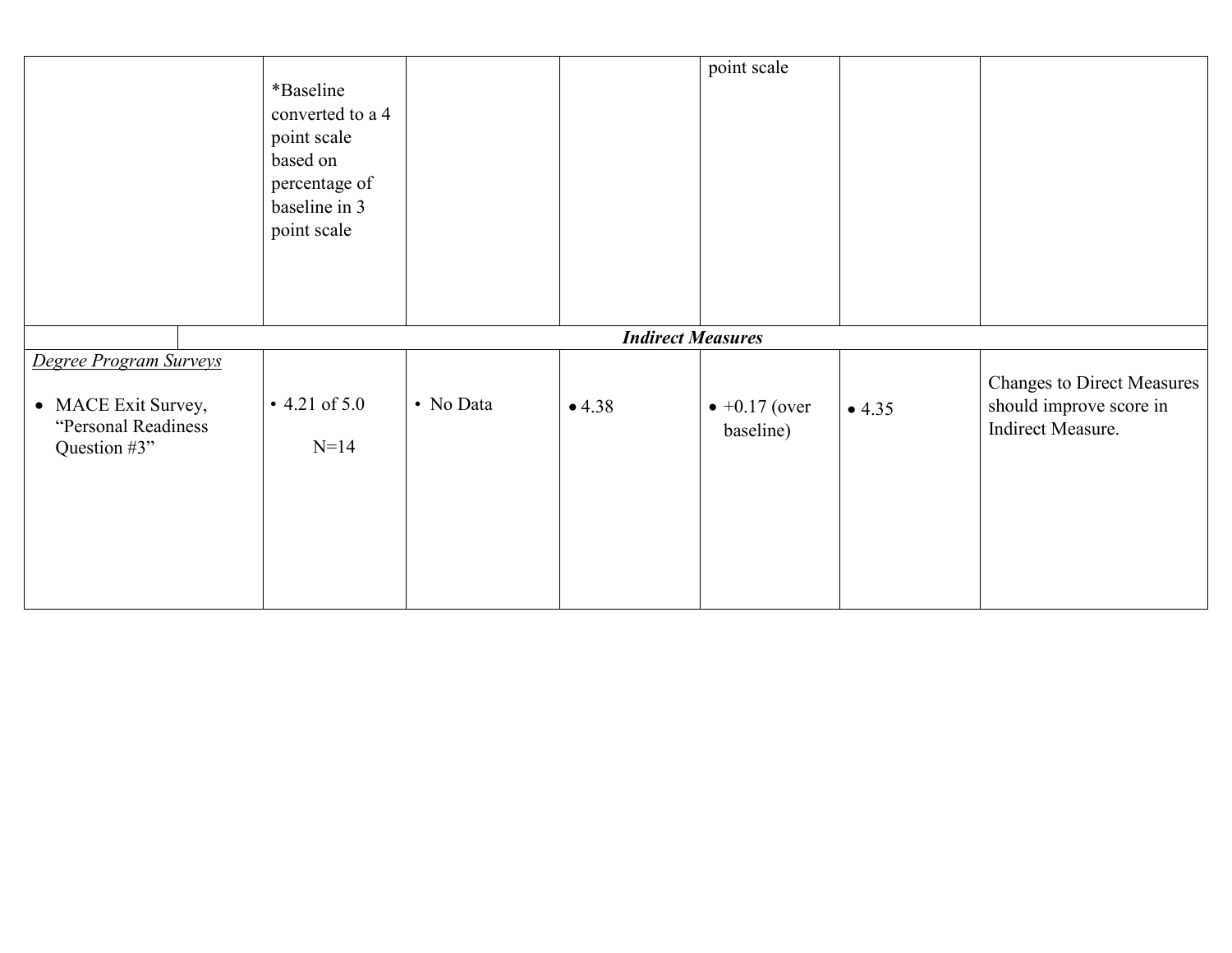| | | | | | | |
|---|---|---|---|---|---|---|
| | *Baseline converted to a 4 point scale based on percentage of baseline in 3 point scale | | | point scale | | |
| | ***Indirect Measures*** | | | | | |
| <u>*Degree Program Surveys*</u><br><br>• MACE Exit Survey, "Personal Readiness Question #3" | • 4.21 of 5.0<br><br>N=14 | • No Data | • 4.38 | • +0.17 (over baseline) | • 4.35 | Changes to Direct Measures should improve score in Indirect Measure. |